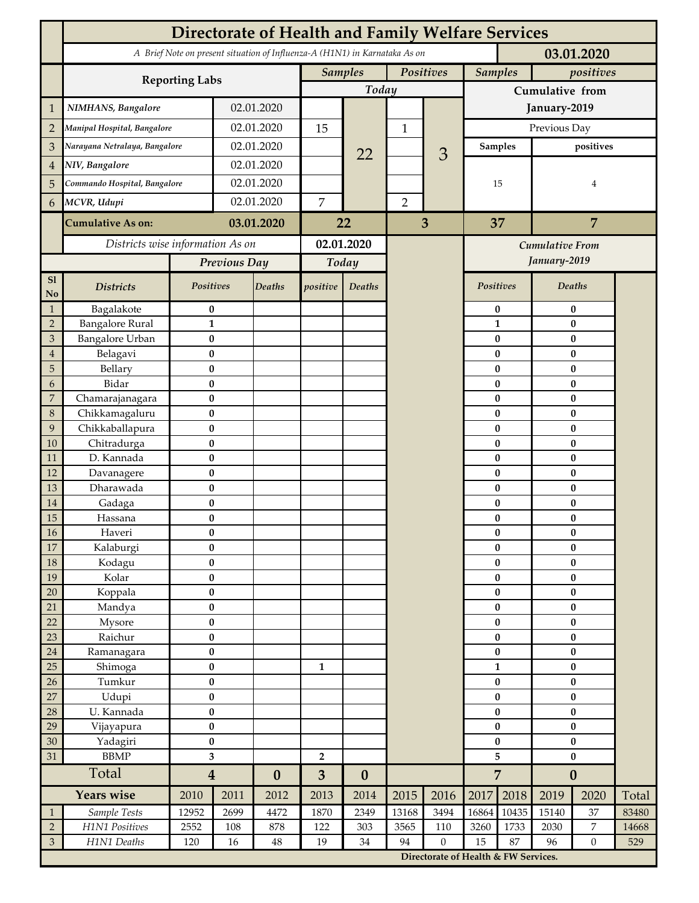# Directorate of Health and Family Welfare Services

*A Brief Note on present situation of Influenza-A (H1N1) in Karnataka As on* **03.01.2020**

| | Reporting Labs | | Samples (Today) | | Positives (Today) | | Samples (Cumulative from January-2019) | positives (Cumulative from January-2019) |
|---|---|---|---|---|---|---|---|---|
| 1 | *NIMHANS, Bangalore* | 02.01.2020 | | 22 | | 3 | Previous Day | |
| 2 | *Manipal Hospital, Bangalore* | 02.01.2020 | 15 | | 1 | | Samples | positives |
| 3 | *Narayana Netralaya, Bangalore* | 02.01.2020 | | | | | 15 | 4 |
| 4 | *NIV, Bangalore* | 02.01.2020 | | | | | | |
| 5 | *Commando Hospital, Bangalore* | 02.01.2020 | | | | | | |
| 6 | *MCVR, Udupi* | 02.01.2020 | 7 | | 2 | | | |
| | **Cumulative As on:** | **03.01.2020** | **22** | | **3** | | **37** | **7** |

*Districts wise information As on* **02.01.2020**

| Sl No | Districts | Previous Day Positives | Previous Day Deaths | Today positive | Today Deaths | Cumulative From January-2019 Positives | Cumulative From January-2019 Deaths |
|---|---|---|---|---|---|---|---|
| 1 | Bagalakote | 0 | | | | 0 | 0 |
| 2 | Bangalore Rural | 1 | | | | 1 | 0 |
| 3 | Bangalore Urban | 0 | | | | 0 | 0 |
| 4 | Belagavi | 0 | | | | 0 | 0 |
| 5 | Bellary | 0 | | | | 0 | 0 |
| 6 | Bidar | 0 | | | | 0 | 0 |
| 7 | Chamarajanagara | 0 | | | | 0 | 0 |
| 8 | Chikkamagaluru | 0 | | | | 0 | 0 |
| 9 | Chikkaballapura | 0 | | | | 0 | 0 |
| 10 | Chitradurga | 0 | | | | 0 | 0 |
| 11 | D. Kannada | 0 | | | | 0 | 0 |
| 12 | Davanagere | 0 | | | | 0 | 0 |
| 13 | Dharawada | 0 | | | | 0 | 0 |
| 14 | Gadaga | 0 | | | | 0 | 0 |
| 15 | Hassana | 0 | | | | 0 | 0 |
| 16 | Haveri | 0 | | | | 0 | 0 |
| 17 | Kalaburgi | 0 | | | | 0 | 0 |
| 18 | Kodagu | 0 | | | | 0 | 0 |
| 19 | Kolar | 0 | | | | 0 | 0 |
| 20 | Koppala | 0 | | | | 0 | 0 |
| 21 | Mandya | 0 | | | | 0 | 0 |
| 22 | Mysore | 0 | | | | 0 | 0 |
| 23 | Raichur | 0 | | | | 0 | 0 |
| 24 | Ramanagara | 0 | | | | 0 | 0 |
| 25 | Shimoga | 0 | | 1 | | 1 | 0 |
| 26 | Tumkur | 0 | | | | 0 | 0 |
| 27 | Udupi | 0 | | | | 0 | 0 |
| 28 | U. Kannada | 0 | | | | 0 | 0 |
| 29 | Vijayapura | 0 | | | | 0 | 0 |
| 30 | Yadagiri | 0 | | | | 0 | 0 |
| 31 | BBMP | 3 | | 2 | | 5 | 0 |
| | **Total** | **4** | **0** | **3** | **0** | **7** | **0** |

| | Years wise | 2010 | 2011 | 2012 | 2013 | 2014 | 2015 | 2016 | 2017 | 2018 | 2019 | 2020 | Total |
|---|---|---|---|---|---|---|---|---|---|---|---|---|---|
| 1 | *Sample Tests* | 12952 | 2699 | 4472 | 1870 | 2349 | 13168 | 3494 | 16864 | 10435 | 15140 | 37 | 83480 |
| 2 | *H1N1 Positives* | 2552 | 108 | 878 | 122 | 303 | 3565 | 110 | 3260 | 1733 | 2030 | 7 | 14668 |
| 3 | *H1N1 Deaths* | 120 | 16 | 48 | 19 | 34 | 94 | 0 | 15 | 87 | 96 | 0 | 529 |

**Directorate of Health & FW Services.**